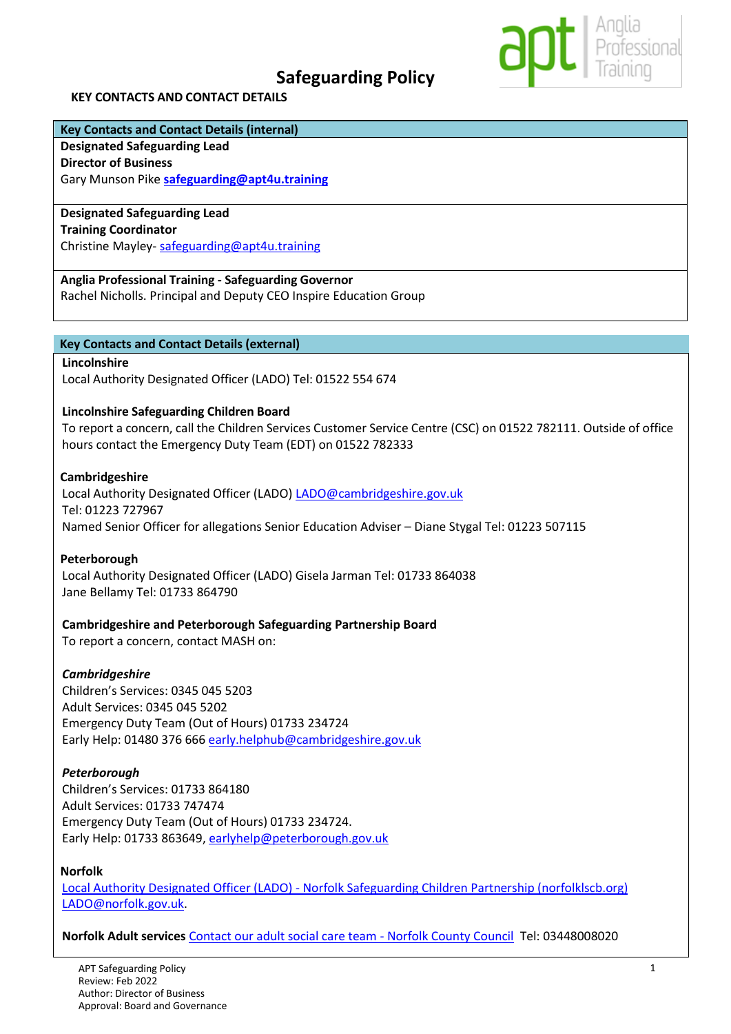# Safeguarding Policy

**KEY CONTACTS AND CONTACT DETAILS**

## Key Contacts and Contact Details (internal)

**Designated Safeguarding Lead**
**Director of Business**
Gary Munson Pike **safeguarding@apt4u.training**

**Designated Safeguarding Lead**
**Training Coordinator**
Christine Mayley- safeguarding@apt4u.training

**Anglia Professional Training - Safeguarding Governor**
Rachel Nicholls. Principal and Deputy CEO Inspire Education Group

## Key Contacts and Contact Details (external)

**Lincolnshire**
Local Authority Designated Officer (LADO) Tel: 01522 554 674

**Lincolnshire Safeguarding Children Board**
To report a concern, call the Children Services Customer Service Centre (CSC) on 01522 782111. Outside of office hours contact the Emergency Duty Team (EDT) on 01522 782333

**Cambridgeshire**
Local Authority Designated Officer (LADO) LADO@cambridgeshire.gov.uk
Tel: 01223 727967
Named Senior Officer for allegations Senior Education Adviser – Diane Stygal Tel: 01223 507115

**Peterborough**
Local Authority Designated Officer (LADO) Gisela Jarman Tel: 01733 864038
Jane Bellamy Tel: 01733 864790

**Cambridgeshire and Peterborough Safeguarding Partnership Board**
To report a concern, contact MASH on:

***Cambridgeshire***
Children's Services: 0345 045 5203
Adult Services: 0345 045 5202
Emergency Duty Team (Out of Hours) 01733 234724
Early Help: 01480 376 666 early.helphub@cambridgeshire.gov.uk

***Peterborough***
Children's Services: 01733 864180
Adult Services: 01733 747474
Emergency Duty Team (Out of Hours) 01733 234724.
Early Help: 01733 863649, earlyhelp@peterborough.gov.uk

**Norfolk**
Local Authority Designated Officer (LADO) - Norfolk Safeguarding Children Partnership (norfolklscb.org)
LADO@norfolk.gov.uk.

**Norfolk Adult services** Contact our adult social care team - Norfolk County Council Tel: 03448008020

APT Safeguarding Policy
Review: Feb 2022
Author: Director of Business
Approval: Board and Governance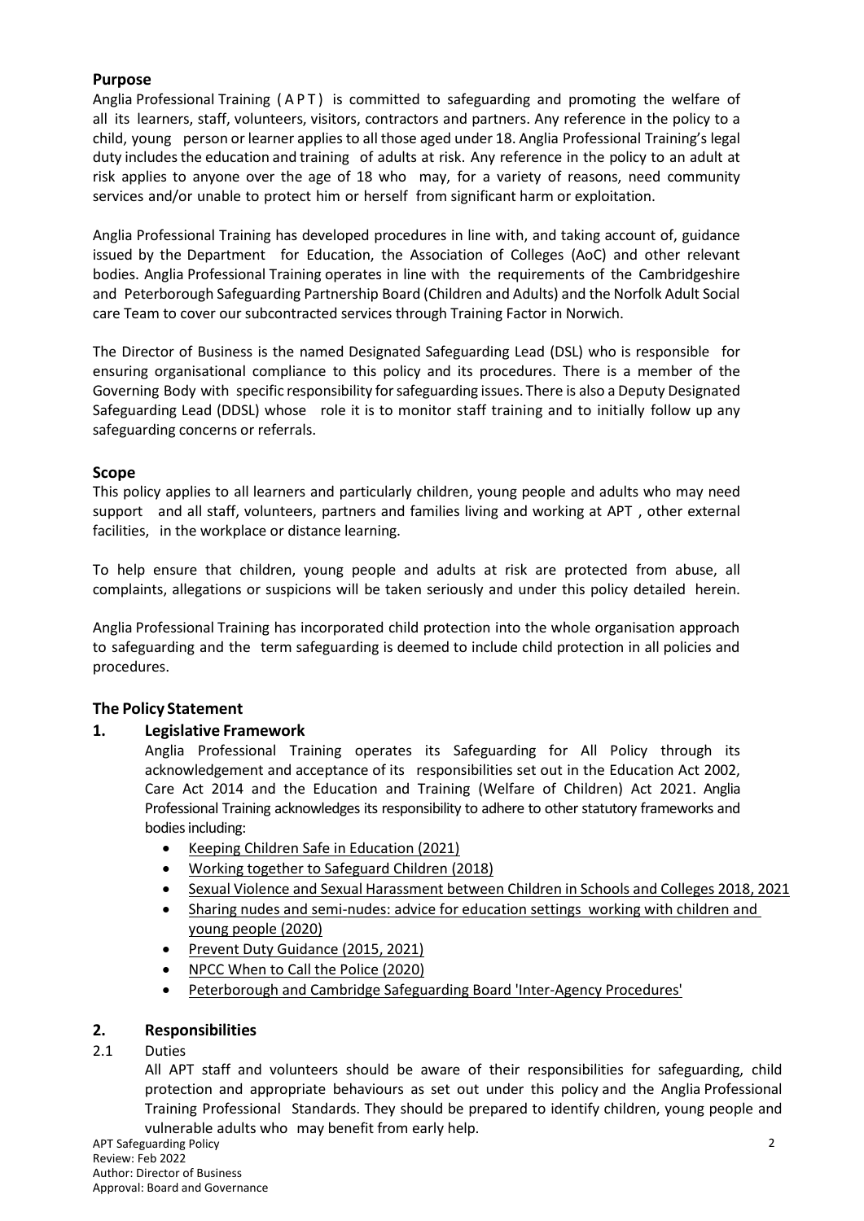## Purpose

Anglia Professional Training ( A P T ) is committed to safeguarding and promoting the welfare of all its learners, staff, volunteers, visitors, contractors and partners. Any reference in the policy to a child, young person or learner applies to all those aged under 18. Anglia Professional Training's legal duty includes the education and training of adults at risk. Any reference in the policy to an adult at risk applies to anyone over the age of 18 who may, for a variety of reasons, need community services and/or unable to protect him or herself from significant harm or exploitation.

Anglia Professional Training has developed procedures in line with, and taking account of, guidance issued by the Department for Education, the Association of Colleges (AoC) and other relevant bodies. Anglia Professional Training operates in line with the requirements of the Cambridgeshire and Peterborough Safeguarding Partnership Board (Children and Adults) and the Norfolk Adult Social care Team to cover our subcontracted services through Training Factor in Norwich.

The Director of Business is the named Designated Safeguarding Lead (DSL) who is responsible for ensuring organisational compliance to this policy and its procedures. There is a member of the Governing Body with specific responsibility for safeguarding issues. There is also a Deputy Designated Safeguarding Lead (DDSL) whose role it is to monitor staff training and to initially follow up any safeguarding concerns or referrals.

## Scope

This policy applies to all learners and particularly children, young people and adults who may need support and all staff, volunteers, partners and families living and working at APT , other external facilities, in the workplace or distance learning.

To help ensure that children, young people and adults at risk are protected from abuse, all complaints, allegations or suspicions will be taken seriously and under this policy detailed herein.

Anglia Professional Training has incorporated child protection into the whole organisation approach to safeguarding and the term safeguarding is deemed to include child protection in all policies and procedures.

## The Policy Statement

### 1. Legislative Framework

Anglia Professional Training operates its Safeguarding for All Policy through its acknowledgement and acceptance of its responsibilities set out in the Education Act 2002, Care Act 2014 and the Education and Training (Welfare of Children) Act 2021. Anglia Professional Training acknowledges its responsibility to adhere to other statutory frameworks and bodies including:

- Keeping Children Safe in Education (2021)
- Working together to Safeguard Children (2018)
- Sexual Violence and Sexual Harassment between Children in Schools and Colleges 2018, 2021
- Sharing nudes and semi-nudes: advice for education settings working with children and young people (2020)
- Prevent Duty Guidance (2015, 2021)
- NPCC When to Call the Police (2020)
- Peterborough and Cambridge Safeguarding Board 'Inter-Agency Procedures'

### 2. Responsibilities

2.1 Duties

All APT staff and volunteers should be aware of their responsibilities for safeguarding, child protection and appropriate behaviours as set out under this policy and the Anglia Professional Training Professional Standards. They should be prepared to identify children, young people and vulnerable adults who may benefit from early help.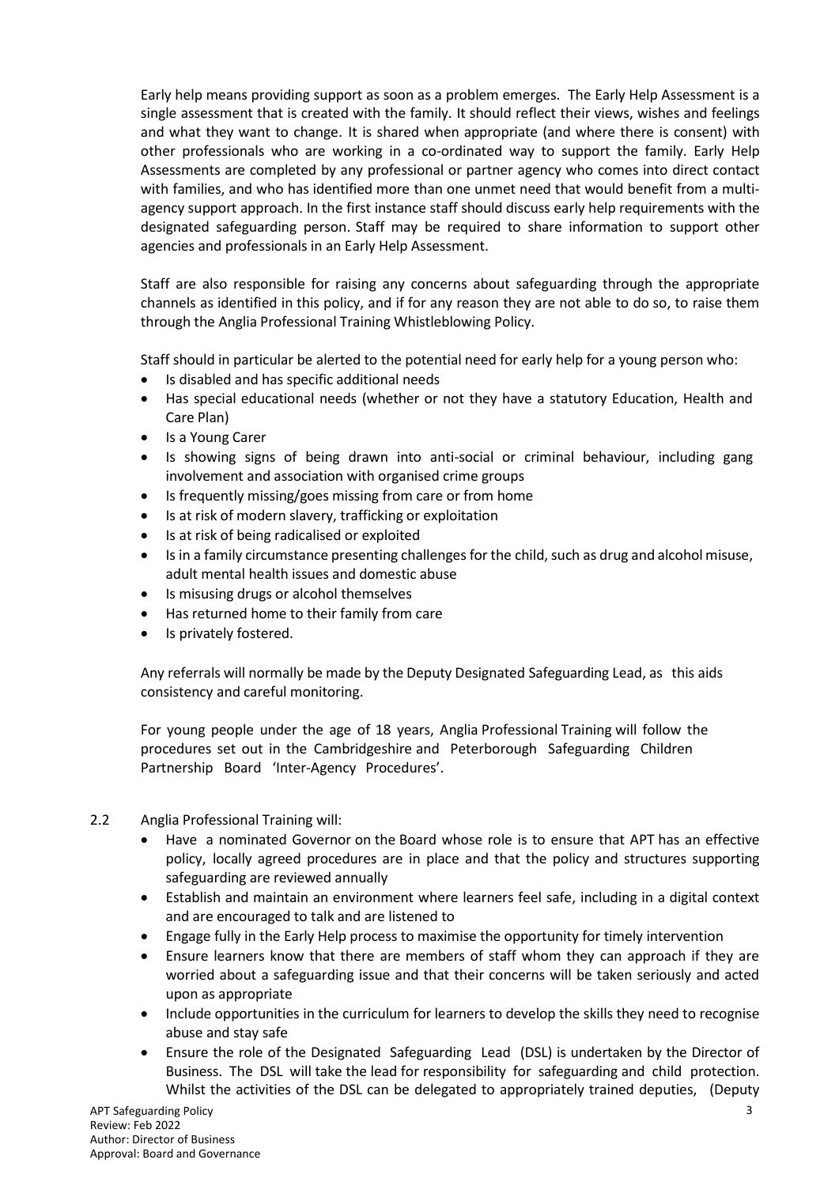Early help means providing support as soon as a problem emerges. The Early Help Assessment is a single assessment that is created with the family. It should reflect their views, wishes and feelings and what they want to change. It is shared when appropriate (and where there is consent) with other professionals who are working in a co-ordinated way to support the family. Early Help Assessments are completed by any professional or partner agency who comes into direct contact with families, and who has identified more than one unmet need that would benefit from a multi-agency support approach. In the first instance staff should discuss early help requirements with the designated safeguarding person. Staff may be required to share information to support other agencies and professionals in an Early Help Assessment.

Staff are also responsible for raising any concerns about safeguarding through the appropriate channels as identified in this policy, and if for any reason they are not able to do so, to raise them through the Anglia Professional Training Whistleblowing Policy.

Staff should in particular be alerted to the potential need for early help for a young person who:

- Is disabled and has specific additional needs
- Has special educational needs (whether or not they have a statutory Education, Health and Care Plan)
- Is a Young Carer
- Is showing signs of being drawn into anti-social or criminal behaviour, including gang involvement and association with organised crime groups
- Is frequently missing/goes missing from care or from home
- Is at risk of modern slavery, trafficking or exploitation
- Is at risk of being radicalised or exploited
- Is in a family circumstance presenting challenges for the child, such as drug and alcohol misuse, adult mental health issues and domestic abuse
- Is misusing drugs or alcohol themselves
- Has returned home to their family from care
- Is privately fostered.

Any referrals will normally be made by the Deputy Designated Safeguarding Lead, as this aids consistency and careful monitoring.

For young people under the age of 18 years, Anglia Professional Training will follow the procedures set out in the Cambridgeshire and Peterborough Safeguarding Children Partnership Board 'Inter-Agency Procedures'.

2.2 Anglia Professional Training will:

- Have a nominated Governor on the Board whose role is to ensure that APT has an effective policy, locally agreed procedures are in place and that the policy and structures supporting safeguarding are reviewed annually
- Establish and maintain an environment where learners feel safe, including in a digital context and are encouraged to talk and are listened to
- Engage fully in the Early Help process to maximise the opportunity for timely intervention
- Ensure learners know that there are members of staff whom they can approach if they are worried about a safeguarding issue and that their concerns will be taken seriously and acted upon as appropriate
- Include opportunities in the curriculum for learners to develop the skills they need to recognise abuse and stay safe
- Ensure the role of the Designated Safeguarding Lead (DSL) is undertaken by the Director of Business. The DSL will take the lead for responsibility for safeguarding and child protection. Whilst the activities of the DSL can be delegated to appropriately trained deputies, (Deputy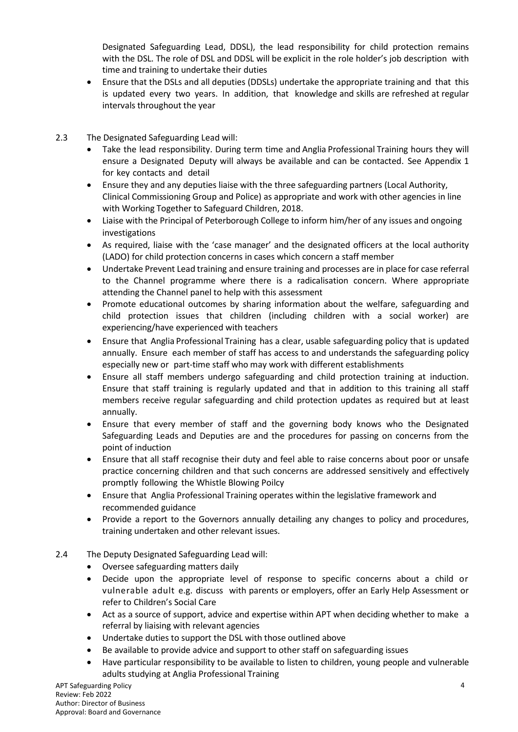Designated Safeguarding Lead, DDSL), the lead responsibility for child protection remains with the DSL. The role of DSL and DDSL will be explicit in the role holder's job description with time and training to undertake their duties

- Ensure that the DSLs and all deputies (DDSLs) undertake the appropriate training and that this is updated every two years. In addition, that knowledge and skills are refreshed at regular intervals throughout the year

2.3 The Designated Safeguarding Lead will:

- Take the lead responsibility. During term time and Anglia Professional Training hours they will ensure a Designated Deputy will always be available and can be contacted. See Appendix 1 for key contacts and detail
- Ensure they and any deputies liaise with the three safeguarding partners (Local Authority, Clinical Commissioning Group and Police) as appropriate and work with other agencies in line with Working Together to Safeguard Children, 2018.
- Liaise with the Principal of Peterborough College to inform him/her of any issues and ongoing investigations
- As required, liaise with the 'case manager' and the designated officers at the local authority (LADO) for child protection concerns in cases which concern a staff member
- Undertake Prevent Lead training and ensure training and processes are in place for case referral to the Channel programme where there is a radicalisation concern. Where appropriate attending the Channel panel to help with this assessment
- Promote educational outcomes by sharing information about the welfare, safeguarding and child protection issues that children (including children with a social worker) are experiencing/have experienced with teachers
- Ensure that Anglia Professional Training has a clear, usable safeguarding policy that is updated annually. Ensure each member of staff has access to and understands the safeguarding policy especially new or part-time staff who may work with different establishments
- Ensure all staff members undergo safeguarding and child protection training at induction. Ensure that staff training is regularly updated and that in addition to this training all staff members receive regular safeguarding and child protection updates as required but at least annually.
- Ensure that every member of staff and the governing body knows who the Designated Safeguarding Leads and Deputies are and the procedures for passing on concerns from the point of induction
- Ensure that all staff recognise their duty and feel able to raise concerns about poor or unsafe practice concerning children and that such concerns are addressed sensitively and effectively promptly following the Whistle Blowing Poilcy
- Ensure that Anglia Professional Training operates within the legislative framework and recommended guidance
- Provide a report to the Governors annually detailing any changes to policy and procedures, training undertaken and other relevant issues.

2.4 The Deputy Designated Safeguarding Lead will:

- Oversee safeguarding matters daily
- Decide upon the appropriate level of response to specific concerns about a child or vulnerable adult e.g. discuss with parents or employers, offer an Early Help Assessment or refer to Children's Social Care
- Act as a source of support, advice and expertise within APT when deciding whether to make a referral by liaising with relevant agencies
- Undertake duties to support the DSL with those outlined above
- Be available to provide advice and support to other staff on safeguarding issues
- Have particular responsibility to be available to listen to children, young people and vulnerable adults studying at Anglia Professional Training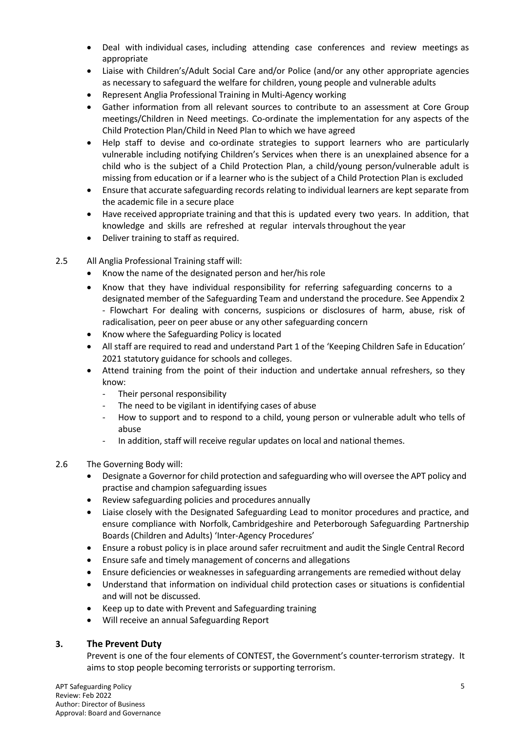- Deal with individual cases, including attending case conferences and review meetings as appropriate
- Liaise with Children's/Adult Social Care and/or Police (and/or any other appropriate agencies as necessary to safeguard the welfare for children, young people and vulnerable adults
- Represent Anglia Professional Training in Multi-Agency working
- Gather information from all relevant sources to contribute to an assessment at Core Group meetings/Children in Need meetings. Co-ordinate the implementation for any aspects of the Child Protection Plan/Child in Need Plan to which we have agreed
- Help staff to devise and co-ordinate strategies to support learners who are particularly vulnerable including notifying Children's Services when there is an unexplained absence for a child who is the subject of a Child Protection Plan, a child/young person/vulnerable adult is missing from education or if a learner who is the subject of a Child Protection Plan is excluded
- Ensure that accurate safeguarding records relating to individual learners are kept separate from the academic file in a secure place
- Have received appropriate training and that this is updated every two years. In addition, that knowledge and skills are refreshed at regular intervals throughout the year
- Deliver training to staff as required.

2.5 All Anglia Professional Training staff will:

- Know the name of the designated person and her/his role
- Know that they have individual responsibility for referring safeguarding concerns to a designated member of the Safeguarding Team and understand the procedure. See Appendix 2 - Flowchart For dealing with concerns, suspicions or disclosures of harm, abuse, risk of radicalisation, peer on peer abuse or any other safeguarding concern
- Know where the Safeguarding Policy is located
- All staff are required to read and understand Part 1 of the 'Keeping Children Safe in Education' 2021 statutory guidance for schools and colleges.
- Attend training from the point of their induction and undertake annual refreshers, so they know:
  - Their personal responsibility
  - The need to be vigilant in identifying cases of abuse
  - How to support and to respond to a child, young person or vulnerable adult who tells of abuse
  - In addition, staff will receive regular updates on local and national themes.

2.6 The Governing Body will:

- Designate a Governor for child protection and safeguarding who will oversee the APT policy and practise and champion safeguarding issues
- Review safeguarding policies and procedures annually
- Liaise closely with the Designated Safeguarding Lead to monitor procedures and practice, and ensure compliance with Norfolk, Cambridgeshire and Peterborough Safeguarding Partnership Boards (Children and Adults) 'Inter-Agency Procedures'
- Ensure a robust policy is in place around safer recruitment and audit the Single Central Record
- Ensure safe and timely management of concerns and allegations
- Ensure deficiencies or weaknesses in safeguarding arrangements are remedied without delay
- Understand that information on individual child protection cases or situations is confidential and will not be discussed.
- Keep up to date with Prevent and Safeguarding training
- Will receive an annual Safeguarding Report

## 3. The Prevent Duty

Prevent is one of the four elements of CONTEST, the Government's counter-terrorism strategy. It aims to stop people becoming terrorists or supporting terrorism.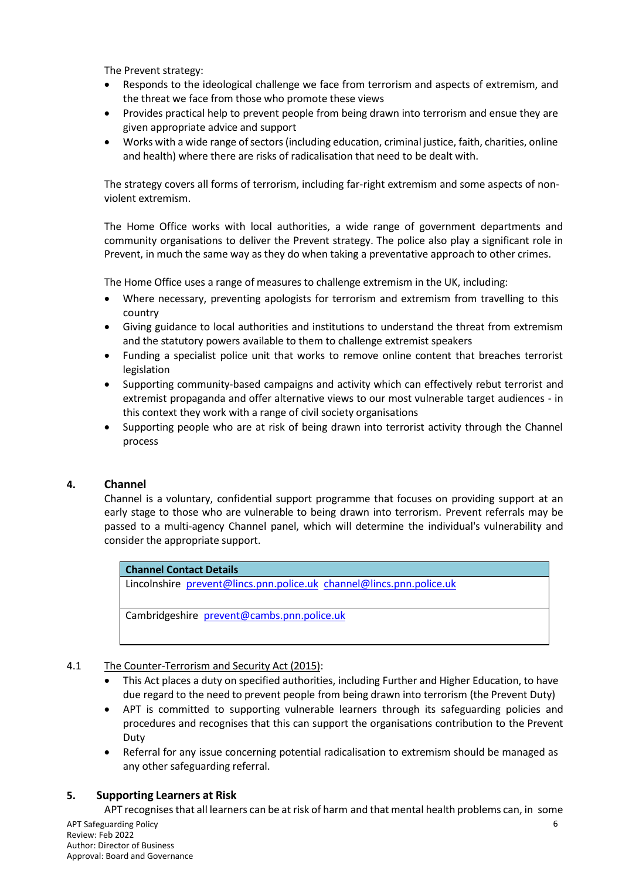The Prevent strategy:

- Responds to the ideological challenge we face from terrorism and aspects of extremism, and the threat we face from those who promote these views
- Provides practical help to prevent people from being drawn into terrorism and ensue they are given appropriate advice and support
- Works with a wide range of sectors (including education, criminal justice, faith, charities, online and health) where there are risks of radicalisation that need to be dealt with.

The strategy covers all forms of terrorism, including far-right extremism and some aspects of non-violent extremism.

The Home Office works with local authorities, a wide range of government departments and community organisations to deliver the Prevent strategy. The police also play a significant role in Prevent, in much the same way as they do when taking a preventative approach to other crimes.

The Home Office uses a range of measures to challenge extremism in the UK, including:

- Where necessary, preventing apologists for terrorism and extremism from travelling to this country
- Giving guidance to local authorities and institutions to understand the threat from extremism and the statutory powers available to them to challenge extremist speakers
- Funding a specialist police unit that works to remove online content that breaches terrorist legislation
- Supporting community-based campaigns and activity which can effectively rebut terrorist and extremist propaganda and offer alternative views to our most vulnerable target audiences - in this context they work with a range of civil society organisations
- Supporting people who are at risk of being drawn into terrorist activity through the Channel process

## 4. Channel

Channel is a voluntary, confidential support programme that focuses on providing support at an early stage to those who are vulnerable to being drawn into terrorism. Prevent referrals may be passed to a multi-agency Channel panel, which will determine the individual's vulnerability and consider the appropriate support.

| **Channel Contact Details** |
| --- |
| Lincolnshire prevent@lincs.pnn.police.uk channel@lincs.pnn.police.uk |
| Cambridgeshire prevent@cambs.pnn.police.uk |

4.1 The Counter-Terrorism and Security Act (2015):

- This Act places a duty on specified authorities, including Further and Higher Education, to have due regard to the need to prevent people from being drawn into terrorism (the Prevent Duty)
- APT is committed to supporting vulnerable learners through its safeguarding policies and procedures and recognises that this can support the organisations contribution to the Prevent Duty
- Referral for any issue concerning potential radicalisation to extremism should be managed as any other safeguarding referral.

## 5. Supporting Learners at Risk

APT recognises that all learners can be at risk of harm and that mental health problems can, in some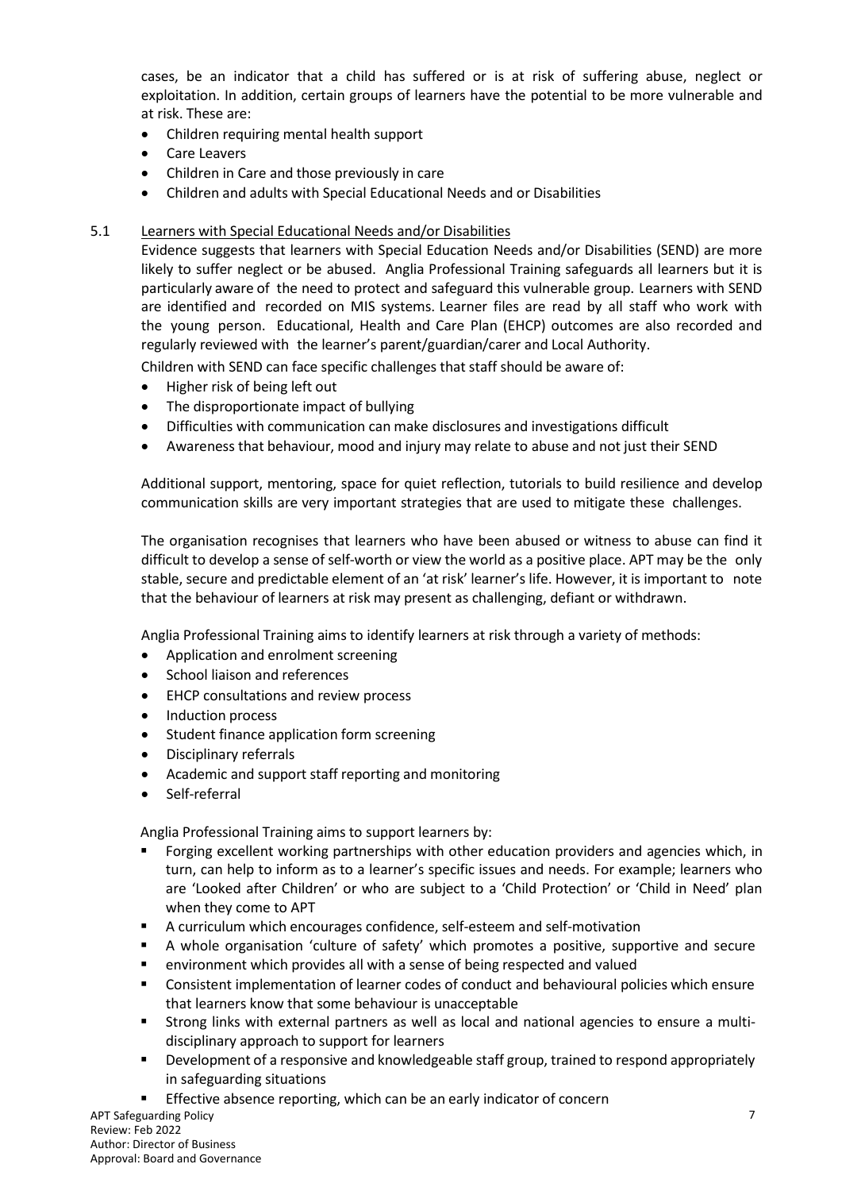cases, be an indicator that a child has suffered or is at risk of suffering abuse, neglect or exploitation. In addition, certain groups of learners have the potential to be more vulnerable and at risk. These are:

- Children requiring mental health support
- Care Leavers
- Children in Care and those previously in care
- Children and adults with Special Educational Needs and or Disabilities

### 5.1 Learners with Special Educational Needs and/or Disabilities

Evidence suggests that learners with Special Education Needs and/or Disabilities (SEND) are more likely to suffer neglect or be abused. Anglia Professional Training safeguards all learners but it is particularly aware of the need to protect and safeguard this vulnerable group. Learners with SEND are identified and recorded on MIS systems. Learner files are read by all staff who work with the young person. Educational, Health and Care Plan (EHCP) outcomes are also recorded and regularly reviewed with the learner's parent/guardian/carer and Local Authority.

Children with SEND can face specific challenges that staff should be aware of:

- Higher risk of being left out
- The disproportionate impact of bullying
- Difficulties with communication can make disclosures and investigations difficult
- Awareness that behaviour, mood and injury may relate to abuse and not just their SEND

Additional support, mentoring, space for quiet reflection, tutorials to build resilience and develop communication skills are very important strategies that are used to mitigate these challenges.

The organisation recognises that learners who have been abused or witness to abuse can find it difficult to develop a sense of self-worth or view the world as a positive place. APT may be the only stable, secure and predictable element of an 'at risk' learner's life. However, it is important to note that the behaviour of learners at risk may present as challenging, defiant or withdrawn.

Anglia Professional Training aims to identify learners at risk through a variety of methods:

- Application and enrolment screening
- School liaison and references
- EHCP consultations and review process
- Induction process
- Student finance application form screening
- Disciplinary referrals
- Academic and support staff reporting and monitoring
- Self-referral

Anglia Professional Training aims to support learners by:

- Forging excellent working partnerships with other education providers and agencies which, in turn, can help to inform as to a learner's specific issues and needs. For example; learners who are 'Looked after Children' or who are subject to a 'Child Protection' or 'Child in Need' plan when they come to APT
- A curriculum which encourages confidence, self-esteem and self-motivation
- A whole organisation 'culture of safety' which promotes a positive, supportive and secure
- environment which provides all with a sense of being respected and valued
- Consistent implementation of learner codes of conduct and behavioural policies which ensure that learners know that some behaviour is unacceptable
- Strong links with external partners as well as local and national agencies to ensure a multi-disciplinary approach to support for learners
- Development of a responsive and knowledgeable staff group, trained to respond appropriately in safeguarding situations
- Effective absence reporting, which can be an early indicator of concern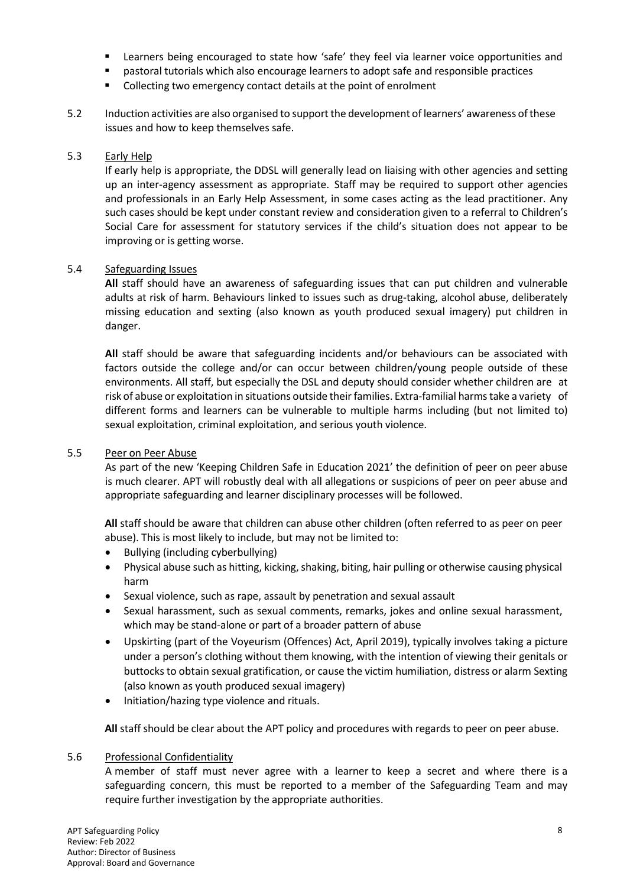- Learners being encouraged to state how 'safe' they feel via learner voice opportunities and
- pastoral tutorials which also encourage learners to adopt safe and responsible practices
- Collecting two emergency contact details at the point of enrolment

5.2 Induction activities are also organised to support the development of learners' awareness of these issues and how to keep themselves safe.

5.3 Early Help

If early help is appropriate, the DDSL will generally lead on liaising with other agencies and setting up an inter-agency assessment as appropriate. Staff may be required to support other agencies and professionals in an Early Help Assessment, in some cases acting as the lead practitioner. Any such cases should be kept under constant review and consideration given to a referral to Children's Social Care for assessment for statutory services if the child's situation does not appear to be improving or is getting worse.

5.4 Safeguarding Issues

**All** staff should have an awareness of safeguarding issues that can put children and vulnerable adults at risk of harm. Behaviours linked to issues such as drug-taking, alcohol abuse, deliberately missing education and sexting (also known as youth produced sexual imagery) put children in danger.

**All** staff should be aware that safeguarding incidents and/or behaviours can be associated with factors outside the college and/or can occur between children/young people outside of these environments. All staff, but especially the DSL and deputy should consider whether children are at risk of abuse or exploitation in situations outside their families. Extra-familial harms take a variety of different forms and learners can be vulnerable to multiple harms including (but not limited to) sexual exploitation, criminal exploitation, and serious youth violence.

5.5 Peer on Peer Abuse

As part of the new 'Keeping Children Safe in Education 2021' the definition of peer on peer abuse is much clearer. APT will robustly deal with all allegations or suspicions of peer on peer abuse and appropriate safeguarding and learner disciplinary processes will be followed.

**All** staff should be aware that children can abuse other children (often referred to as peer on peer abuse). This is most likely to include, but may not be limited to:

- Bullying (including cyberbullying)
- Physical abuse such as hitting, kicking, shaking, biting, hair pulling or otherwise causing physical harm
- Sexual violence, such as rape, assault by penetration and sexual assault
- Sexual harassment, such as sexual comments, remarks, jokes and online sexual harassment, which may be stand-alone or part of a broader pattern of abuse
- Upskirting (part of the Voyeurism (Offences) Act, April 2019), typically involves taking a picture under a person's clothing without them knowing, with the intention of viewing their genitals or buttocks to obtain sexual gratification, or cause the victim humiliation, distress or alarm Sexting (also known as youth produced sexual imagery)
- Initiation/hazing type violence and rituals.

**All** staff should be clear about the APT policy and procedures with regards to peer on peer abuse.

5.6 Professional Confidentiality

A member of staff must never agree with a learner to keep a secret and where there is a safeguarding concern, this must be reported to a member of the Safeguarding Team and may require further investigation by the appropriate authorities.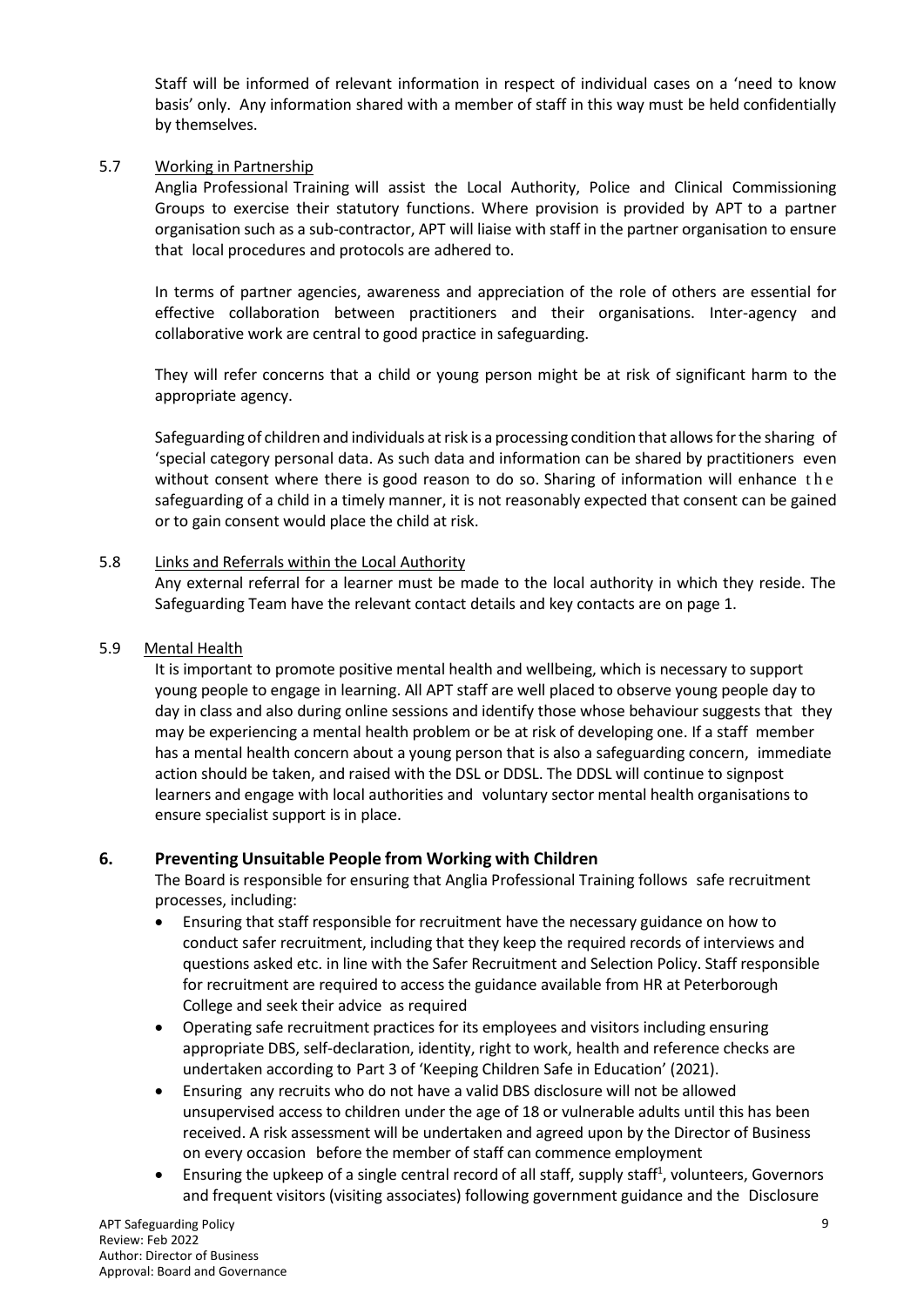Staff will be informed of relevant information in respect of individual cases on a 'need to know basis' only. Any information shared with a member of staff in this way must be held confidentially by themselves.

### 5.7 Working in Partnership

Anglia Professional Training will assist the Local Authority, Police and Clinical Commissioning Groups to exercise their statutory functions. Where provision is provided by APT to a partner organisation such as a sub-contractor, APT will liaise with staff in the partner organisation to ensure that local procedures and protocols are adhered to.

In terms of partner agencies, awareness and appreciation of the role of others are essential for effective collaboration between practitioners and their organisations. Inter-agency and collaborative work are central to good practice in safeguarding.

They will refer concerns that a child or young person might be at risk of significant harm to the appropriate agency.

Safeguarding of children and individuals at risk is a processing condition that allows for the sharing of 'special category personal data. As such data and information can be shared by practitioners even without consent where there is good reason to do so. Sharing of information will enhance the safeguarding of a child in a timely manner, it is not reasonably expected that consent can be gained or to gain consent would place the child at risk.

### 5.8 Links and Referrals within the Local Authority

Any external referral for a learner must be made to the local authority in which they reside. The Safeguarding Team have the relevant contact details and key contacts are on page 1.

### 5.9 Mental Health

It is important to promote positive mental health and wellbeing, which is necessary to support young people to engage in learning. All APT staff are well placed to observe young people day to day in class and also during online sessions and identify those whose behaviour suggests that they may be experiencing a mental health problem or be at risk of developing one. If a staff member has a mental health concern about a young person that is also a safeguarding concern, immediate action should be taken, and raised with the DSL or DDSL. The DDSL will continue to signpost learners and engage with local authorities and voluntary sector mental health organisations to ensure specialist support is in place.

## 6. Preventing Unsuitable People from Working with Children

The Board is responsible for ensuring that Anglia Professional Training follows safe recruitment processes, including:

- Ensuring that staff responsible for recruitment have the necessary guidance on how to conduct safer recruitment, including that they keep the required records of interviews and questions asked etc. in line with the Safer Recruitment and Selection Policy. Staff responsible for recruitment are required to access the guidance available from HR at Peterborough College and seek their advice as required
- Operating safe recruitment practices for its employees and visitors including ensuring appropriate DBS, self-declaration, identity, right to work, health and reference checks are undertaken according to Part 3 of 'Keeping Children Safe in Education' (2021).
- Ensuring any recruits who do not have a valid DBS disclosure will not be allowed unsupervised access to children under the age of 18 or vulnerable adults until this has been received. A risk assessment will be undertaken and agreed upon by the Director of Business on every occasion before the member of staff can commence employment
- Ensuring the upkeep of a single central record of all staff, supply staff[1], volunteers, Governors and frequent visitors (visiting associates) following government guidance and the Disclosure

APT Safeguarding Policy
Review: Feb 2022
Author: Director of Business
Approval: Board and Governance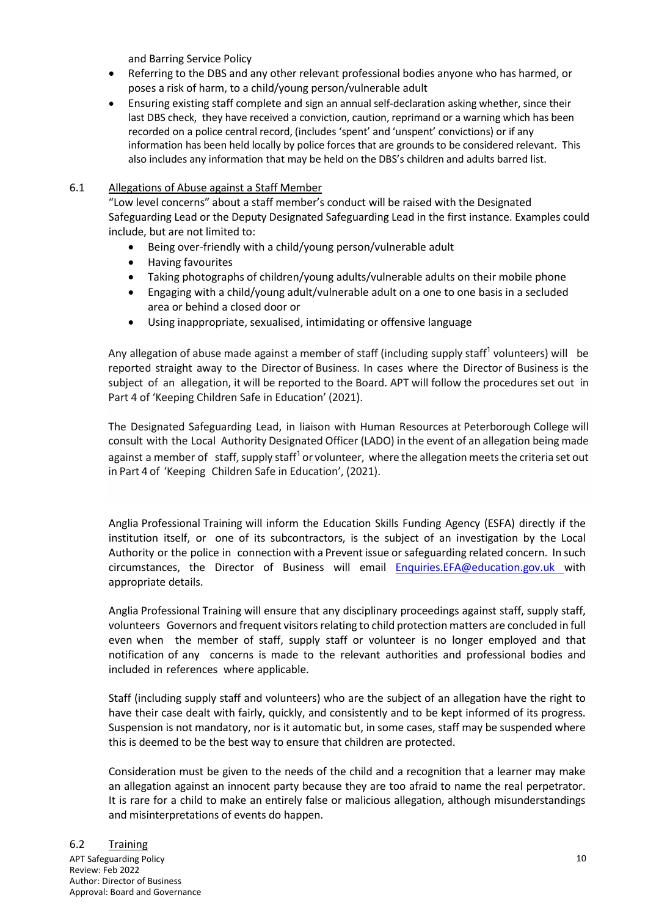and Barring Service Policy

- Referring to the DBS and any other relevant professional bodies anyone who has harmed, or poses a risk of harm, to a child/young person/vulnerable adult
- Ensuring existing staff complete and sign an annual self-declaration asking whether, since their last DBS check, they have received a conviction, caution, reprimand or a warning which has been recorded on a police central record, (includes 'spent' and 'unspent' convictions) or if any information has been held locally by police forces that are grounds to be considered relevant. This also includes any information that may be held on the DBS's children and adults barred list.

## 6.1 Allegations of Abuse against a Staff Member

"Low level concerns" about a staff member's conduct will be raised with the Designated Safeguarding Lead or the Deputy Designated Safeguarding Lead in the first instance. Examples could include, but are not limited to:

- Being over-friendly with a child/young person/vulnerable adult
- Having favourites
- Taking photographs of children/young adults/vulnerable adults on their mobile phone
- Engaging with a child/young adult/vulnerable adult on a one to one basis in a secluded area or behind a closed door or
- Using inappropriate, sexualised, intimidating or offensive language

Any allegation of abuse made against a member of staff (including supply staff[1] volunteers) will be reported straight away to the Director of Business. In cases where the Director of Business is the subject of an allegation, it will be reported to the Board. APT will follow the procedures set out in Part 4 of 'Keeping Children Safe in Education' (2021).

The Designated Safeguarding Lead, in liaison with Human Resources at Peterborough College will consult with the Local Authority Designated Officer (LADO) in the event of an allegation being made against a member of staff, supply staff[1] or volunteer, where the allegation meets the criteria set out in Part 4 of 'Keeping Children Safe in Education', (2021).

Anglia Professional Training will inform the Education Skills Funding Agency (ESFA) directly if the institution itself, or one of its subcontractors, is the subject of an investigation by the Local Authority or the police in connection with a Prevent issue or safeguarding related concern. In such circumstances, the Director of Business will email Enquiries.EFA@education.gov.uk with appropriate details.

Anglia Professional Training will ensure that any disciplinary proceedings against staff, supply staff, volunteers Governors and frequent visitors relating to child protection matters are concluded in full even when the member of staff, supply staff or volunteer is no longer employed and that notification of any concerns is made to the relevant authorities and professional bodies and included in references where applicable.

Staff (including supply staff and volunteers) who are the subject of an allegation have the right to have their case dealt with fairly, quickly, and consistently and to be kept informed of its progress. Suspension is not mandatory, nor is it automatic but, in some cases, staff may be suspended where this is deemed to be the best way to ensure that children are protected.

Consideration must be given to the needs of the child and a recognition that a learner may make an allegation against an innocent party because they are too afraid to name the real perpetrator. It is rare for a child to make an entirely false or malicious allegation, although misunderstandings and misinterpretations of events do happen.

## 6.2 Training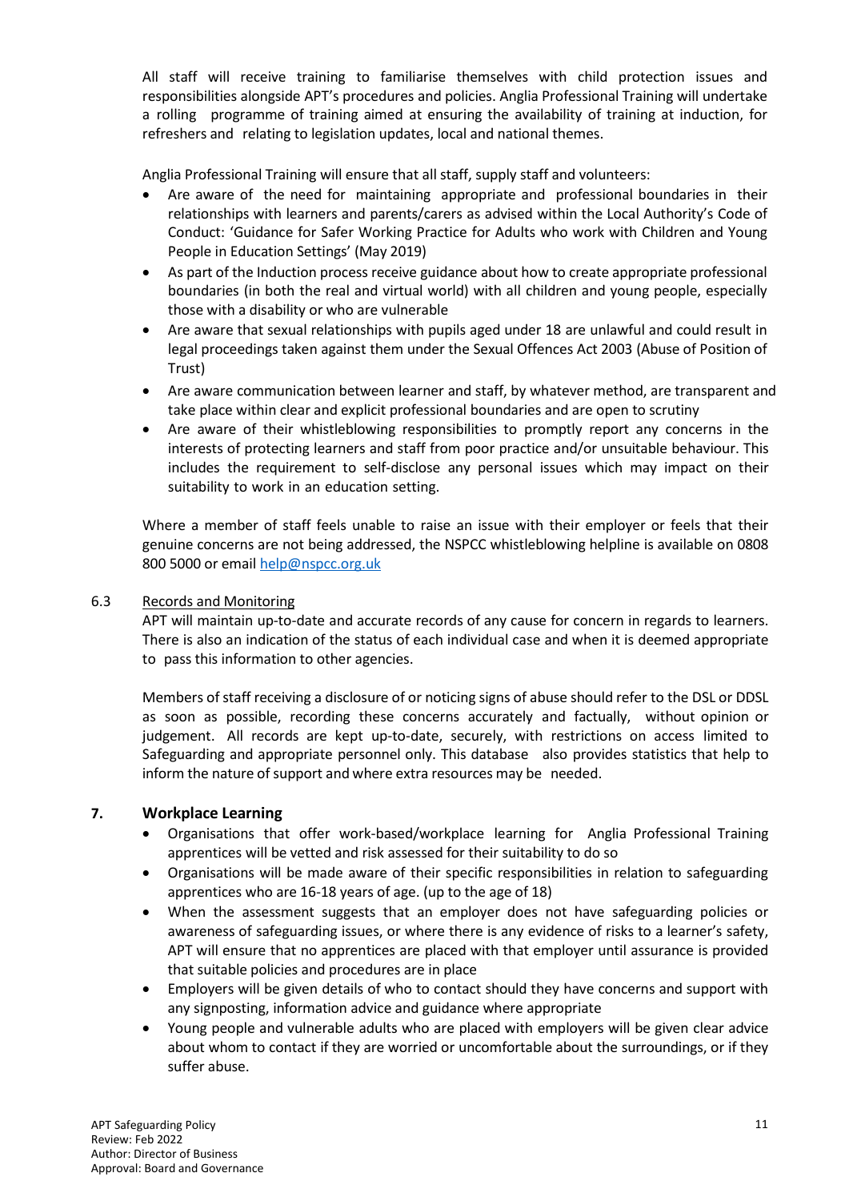All staff will receive training to familiarise themselves with child protection issues and responsibilities alongside APT's procedures and policies. Anglia Professional Training will undertake a rolling programme of training aimed at ensuring the availability of training at induction, for refreshers and relating to legislation updates, local and national themes.

Anglia Professional Training will ensure that all staff, supply staff and volunteers:

- Are aware of the need for maintaining appropriate and professional boundaries in their relationships with learners and parents/carers as advised within the Local Authority's Code of Conduct: 'Guidance for Safer Working Practice for Adults who work with Children and Young People in Education Settings' (May 2019)
- As part of the Induction process receive guidance about how to create appropriate professional boundaries (in both the real and virtual world) with all children and young people, especially those with a disability or who are vulnerable
- Are aware that sexual relationships with pupils aged under 18 are unlawful and could result in legal proceedings taken against them under the Sexual Offences Act 2003 (Abuse of Position of Trust)
- Are aware communication between learner and staff, by whatever method, are transparent and take place within clear and explicit professional boundaries and are open to scrutiny
- Are aware of their whistleblowing responsibilities to promptly report any concerns in the interests of protecting learners and staff from poor practice and/or unsuitable behaviour. This includes the requirement to self-disclose any personal issues which may impact on their suitability to work in an education setting.

Where a member of staff feels unable to raise an issue with their employer or feels that their genuine concerns are not being addressed, the NSPCC whistleblowing helpline is available on 0808 800 5000 or email help@nspcc.org.uk

### 6.3 Records and Monitoring

APT will maintain up-to-date and accurate records of any cause for concern in regards to learners. There is also an indication of the status of each individual case and when it is deemed appropriate to pass this information to other agencies.

Members of staff receiving a disclosure of or noticing signs of abuse should refer to the DSL or DDSL as soon as possible, recording these concerns accurately and factually, without opinion or judgement. All records are kept up-to-date, securely, with restrictions on access limited to Safeguarding and appropriate personnel only. This database also provides statistics that help to inform the nature of support and where extra resources may be needed.

## 7. Workplace Learning

- Organisations that offer work-based/workplace learning for Anglia Professional Training apprentices will be vetted and risk assessed for their suitability to do so
- Organisations will be made aware of their specific responsibilities in relation to safeguarding apprentices who are 16-18 years of age. (up to the age of 18)
- When the assessment suggests that an employer does not have safeguarding policies or awareness of safeguarding issues, or where there is any evidence of risks to a learner's safety, APT will ensure that no apprentices are placed with that employer until assurance is provided that suitable policies and procedures are in place
- Employers will be given details of who to contact should they have concerns and support with any signposting, information advice and guidance where appropriate
- Young people and vulnerable adults who are placed with employers will be given clear advice about whom to contact if they are worried or uncomfortable about the surroundings, or if they suffer abuse.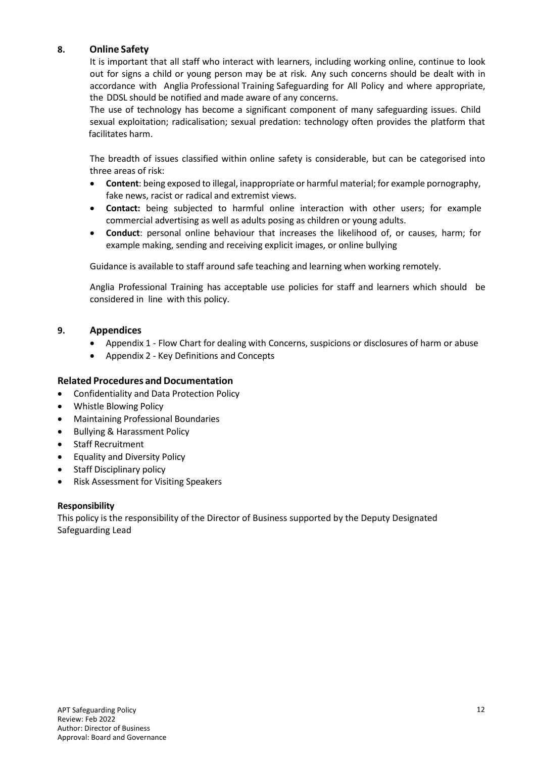## 8. Online Safety

It is important that all staff who interact with learners, including working online, continue to look out for signs a child or young person may be at risk. Any such concerns should be dealt with in accordance with Anglia Professional Training Safeguarding for All Policy and where appropriate, the DDSL should be notified and made aware of any concerns.

The use of technology has become a significant component of many safeguarding issues. Child sexual exploitation; radicalisation; sexual predation: technology often provides the platform that facilitates harm.

The breadth of issues classified within online safety is considerable, but can be categorised into three areas of risk:

- **Content**: being exposed to illegal, inappropriate or harmful material; for example pornography, fake news, racist or radical and extremist views.
- **Contact:** being subjected to harmful online interaction with other users; for example commercial advertising as well as adults posing as children or young adults.
- **Conduct**: personal online behaviour that increases the likelihood of, or causes, harm; for example making, sending and receiving explicit images, or online bullying

Guidance is available to staff around safe teaching and learning when working remotely.

Anglia Professional Training has acceptable use policies for staff and learners which should be considered in line with this policy.

## 9. Appendices

- Appendix 1 - Flow Chart for dealing with Concerns, suspicions or disclosures of harm or abuse
- Appendix 2 - Key Definitions and Concepts

### Related Procedures and Documentation

- Confidentiality and Data Protection Policy
- Whistle Blowing Policy
- Maintaining Professional Boundaries
- Bullying & Harassment Policy
- Staff Recruitment
- Equality and Diversity Policy
- Staff Disciplinary policy
- Risk Assessment for Visiting Speakers

**Responsibility**

This policy is the responsibility of the Director of Business supported by the Deputy Designated Safeguarding Lead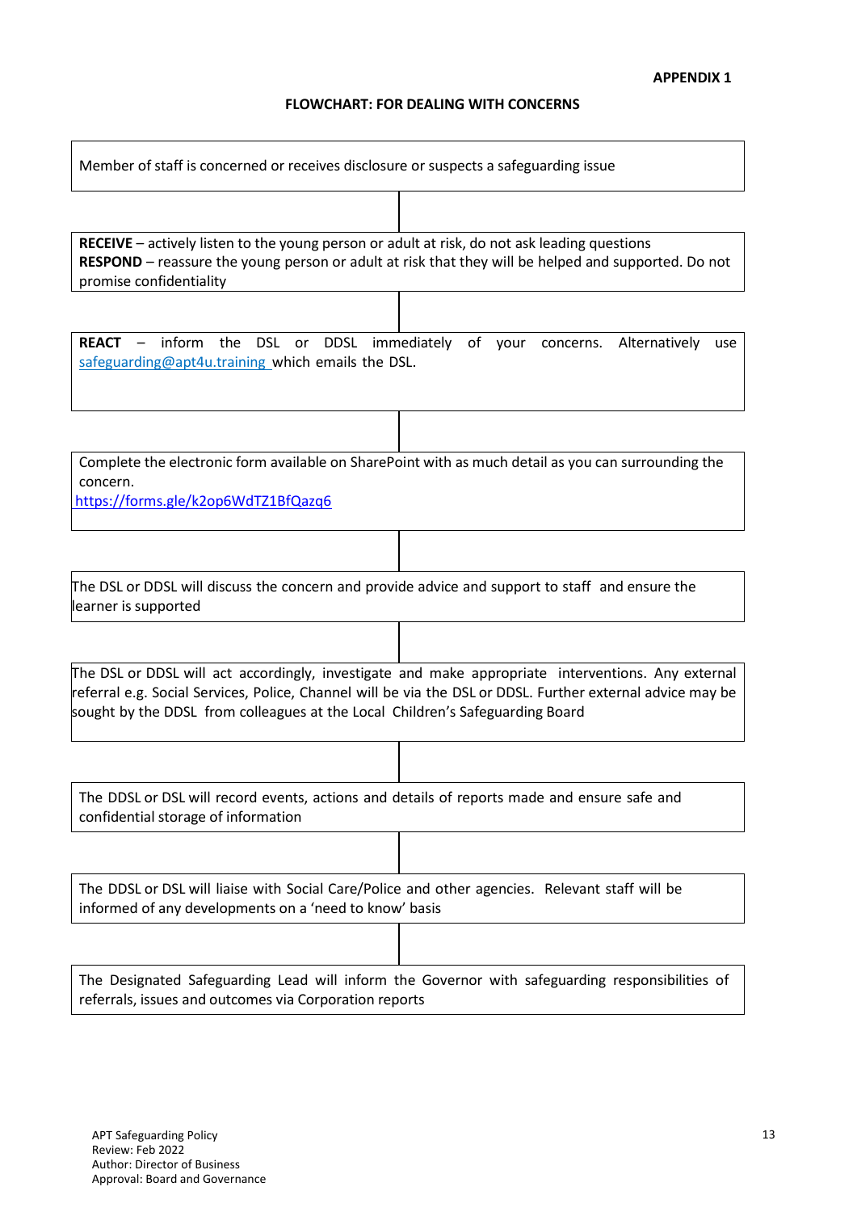**APPENDIX 1**

**FLOWCHART: FOR DEALING WITH CONCERNS**

Member of staff is concerned or receives disclosure or suspects a safeguarding issue

↓

**RECEIVE** – actively listen to the young person or adult at risk, do not ask leading questions
**RESPOND** – reassure the young person or adult at risk that they will be helped and supported. Do not promise confidentiality

↓

**REACT** – inform the DSL or DDSL immediately of your concerns. Alternatively use safeguarding@apt4u.training which emails the DSL.

↓

Complete the electronic form available on SharePoint with as much detail as you can surrounding the concern.
https://forms.gle/k2op6WdTZ1BfQazq6

↓

The DSL or DDSL will discuss the concern and provide advice and support to staff and ensure the learner is supported

↓

The DSL or DDSL will act accordingly, investigate and make appropriate interventions. Any external referral e.g. Social Services, Police, Channel will be via the DSL or DDSL. Further external advice may be sought by the DDSL from colleagues at the Local Children's Safeguarding Board

↓

The DDSL or DSL will record events, actions and details of reports made and ensure safe and confidential storage of information

↓

The DDSL or DSL will liaise with Social Care/Police and other agencies. Relevant staff will be informed of any developments on a 'need to know' basis

↓

The Designated Safeguarding Lead will inform the Governor with safeguarding responsibilities of referrals, issues and outcomes via Corporation reports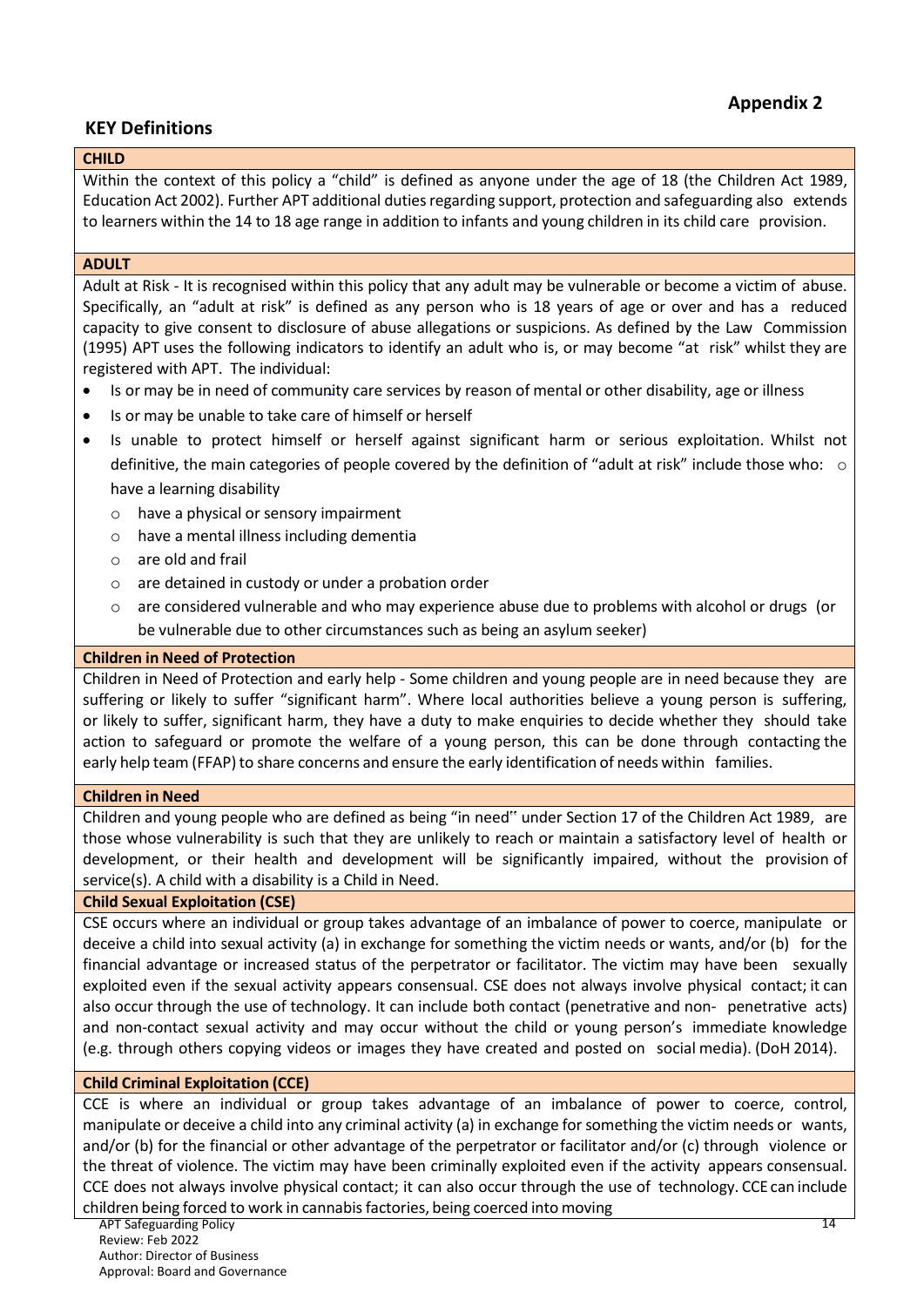**Appendix 2**

## KEY Definitions

### CHILD

Within the context of this policy a "child" is defined as anyone under the age of 18 (the Children Act 1989, Education Act 2002). Further APT additional duties regarding support, protection and safeguarding also extends to learners within the 14 to 18 age range in addition to infants and young children in its child care provision.

### ADULT

Adult at Risk - It is recognised within this policy that any adult may be vulnerable or become a victim of abuse. Specifically, an "adult at risk" is defined as any person who is 18 years of age or over and has a reduced capacity to give consent to disclosure of abuse allegations or suspicions. As defined by the Law Commission (1995) APT uses the following indicators to identify an adult who is, or may become "at risk" whilst they are registered with APT. The individual:

- Is or may be in need of community care services by reason of mental or other disability, age or illness
- Is or may be unable to take care of himself or herself
- Is unable to protect himself or herself against significant harm or serious exploitation. Whilst not definitive, the main categories of people covered by the definition of "adult at risk" include those who:
    - have a learning disability
    - have a physical or sensory impairment
    - have a mental illness including dementia
    - are old and frail
    - are detained in custody or under a probation order
    - are considered vulnerable and who may experience abuse due to problems with alcohol or drugs (or be vulnerable due to other circumstances such as being an asylum seeker)

### Children in Need of Protection

Children in Need of Protection and early help - Some children and young people are in need because they are suffering or likely to suffer "significant harm". Where local authorities believe a young person is suffering, or likely to suffer, significant harm, they have a duty to make enquiries to decide whether they should take action to safeguard or promote the welfare of a young person, this can be done through contacting the early help team (FFAP) to share concerns and ensure the early identification of needs within families.

### Children in Need

Children and young people who are defined as being "in need" under Section 17 of the Children Act 1989, are those whose vulnerability is such that they are unlikely to reach or maintain a satisfactory level of health or development, or their health and development will be significantly impaired, without the provision of service(s). A child with a disability is a Child in Need.

### Child Sexual Exploitation (CSE)

CSE occurs where an individual or group takes advantage of an imbalance of power to coerce, manipulate or deceive a child into sexual activity (a) in exchange for something the victim needs or wants, and/or (b) for the financial advantage or increased status of the perpetrator or facilitator. The victim may have been sexually exploited even if the sexual activity appears consensual. CSE does not always involve physical contact; it can also occur through the use of technology. It can include both contact (penetrative and non- penetrative acts) and non-contact sexual activity and may occur without the child or young person's immediate knowledge (e.g. through others copying videos or images they have created and posted on social media). (DoH 2014).

### Child Criminal Exploitation (CCE)

CCE is where an individual or group takes advantage of an imbalance of power to coerce, control, manipulate or deceive a child into any criminal activity (a) in exchange for something the victim needs or wants, and/or (b) for the financial or other advantage of the perpetrator or facilitator and/or (c) through violence or the threat of violence. The victim may have been criminally exploited even if the activity appears consensual. CCE does not always involve physical contact; it can also occur through the use of technology. CCE can include children being forced to work in cannabis factories, being coerced into moving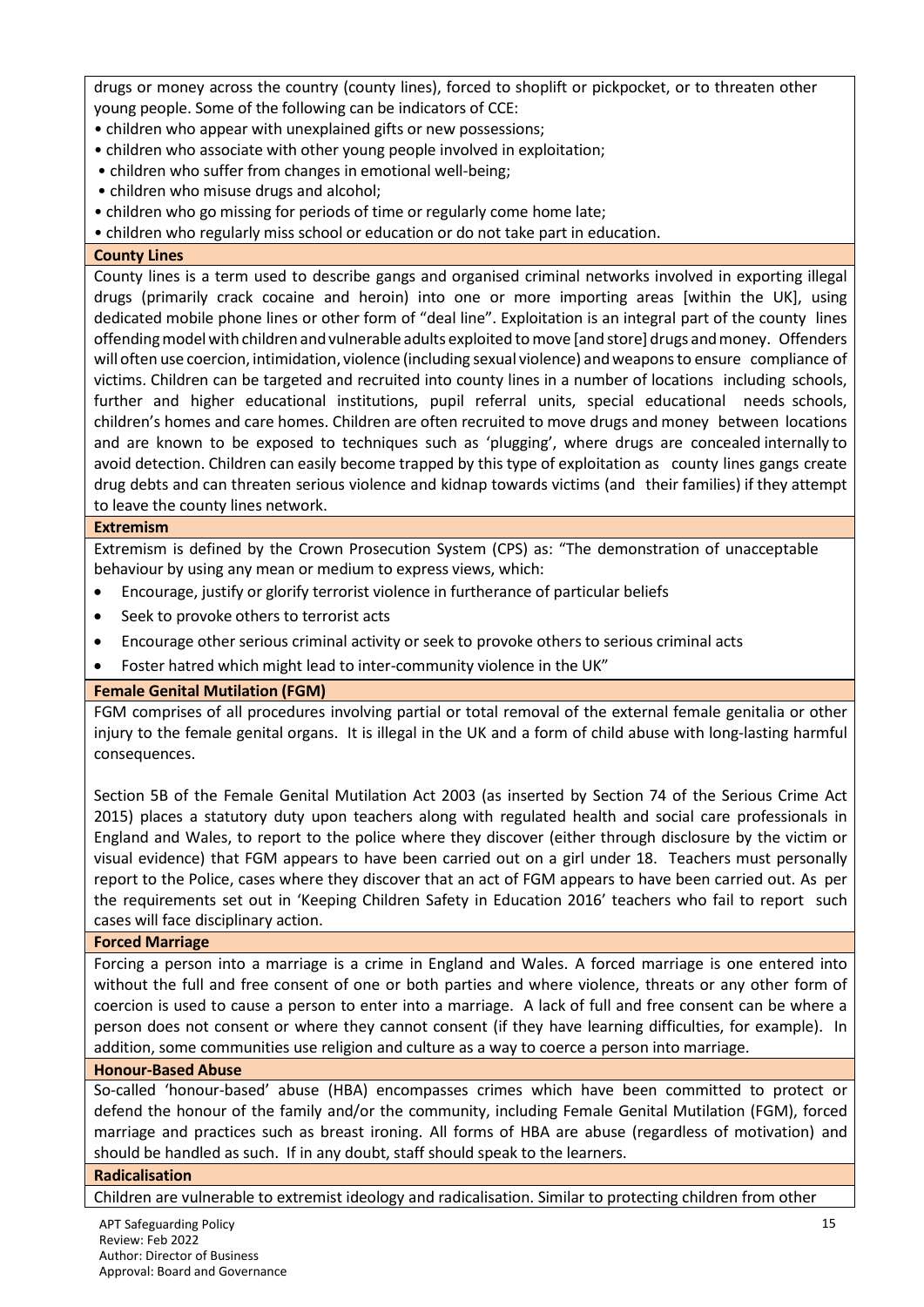drugs or money across the country (county lines), forced to shoplift or pickpocket, or to threaten other young people. Some of the following can be indicators of CCE:

- children who appear with unexplained gifts or new possessions;
- children who associate with other young people involved in exploitation;
- children who suffer from changes in emotional well-being;
- children who misuse drugs and alcohol;
- children who go missing for periods of time or regularly come home late;
- children who regularly miss school or education or do not take part in education.

**County Lines**

County lines is a term used to describe gangs and organised criminal networks involved in exporting illegal drugs (primarily crack cocaine and heroin) into one or more importing areas [within the UK], using dedicated mobile phone lines or other form of "deal line". Exploitation is an integral part of the county lines offending model with children and vulnerable adults exploited to move [and store] drugs and money. Offenders will often use coercion, intimidation, violence (including sexual violence) and weapons to ensure compliance of victims. Children can be targeted and recruited into county lines in a number of locations including schools, further and higher educational institutions, pupil referral units, special educational needs schools, children's homes and care homes. Children are often recruited to move drugs and money between locations and are known to be exposed to techniques such as 'plugging', where drugs are concealed internally to avoid detection. Children can easily become trapped by this type of exploitation as county lines gangs create drug debts and can threaten serious violence and kidnap towards victims (and their families) if they attempt to leave the county lines network.

**Extremism**

Extremism is defined by the Crown Prosecution System (CPS) as: "The demonstration of unacceptable behaviour by using any mean or medium to express views, which:

- Encourage, justify or glorify terrorist violence in furtherance of particular beliefs
- Seek to provoke others to terrorist acts
- Encourage other serious criminal activity or seek to provoke others to serious criminal acts
- Foster hatred which might lead to inter-community violence in the UK"

**Female Genital Mutilation (FGM)**

FGM comprises of all procedures involving partial or total removal of the external female genitalia or other injury to the female genital organs. It is illegal in the UK and a form of child abuse with long-lasting harmful consequences.

Section 5B of the Female Genital Mutilation Act 2003 (as inserted by Section 74 of the Serious Crime Act 2015) places a statutory duty upon teachers along with regulated health and social care professionals in England and Wales, to report to the police where they discover (either through disclosure by the victim or visual evidence) that FGM appears to have been carried out on a girl under 18. Teachers must personally report to the Police, cases where they discover that an act of FGM appears to have been carried out. As per the requirements set out in 'Keeping Children Safety in Education 2016' teachers who fail to report such cases will face disciplinary action.

**Forced Marriage**

Forcing a person into a marriage is a crime in England and Wales. A forced marriage is one entered into without the full and free consent of one or both parties and where violence, threats or any other form of coercion is used to cause a person to enter into a marriage. A lack of full and free consent can be where a person does not consent or where they cannot consent (if they have learning difficulties, for example). In addition, some communities use religion and culture as a way to coerce a person into marriage.

**Honour-Based Abuse**

So-called 'honour-based' abuse (HBA) encompasses crimes which have been committed to protect or defend the honour of the family and/or the community, including Female Genital Mutilation (FGM), forced marriage and practices such as breast ironing. All forms of HBA are abuse (regardless of motivation) and should be handled as such. If in any doubt, staff should speak to the learners.

**Radicalisation**

Children are vulnerable to extremist ideology and radicalisation. Similar to protecting children from other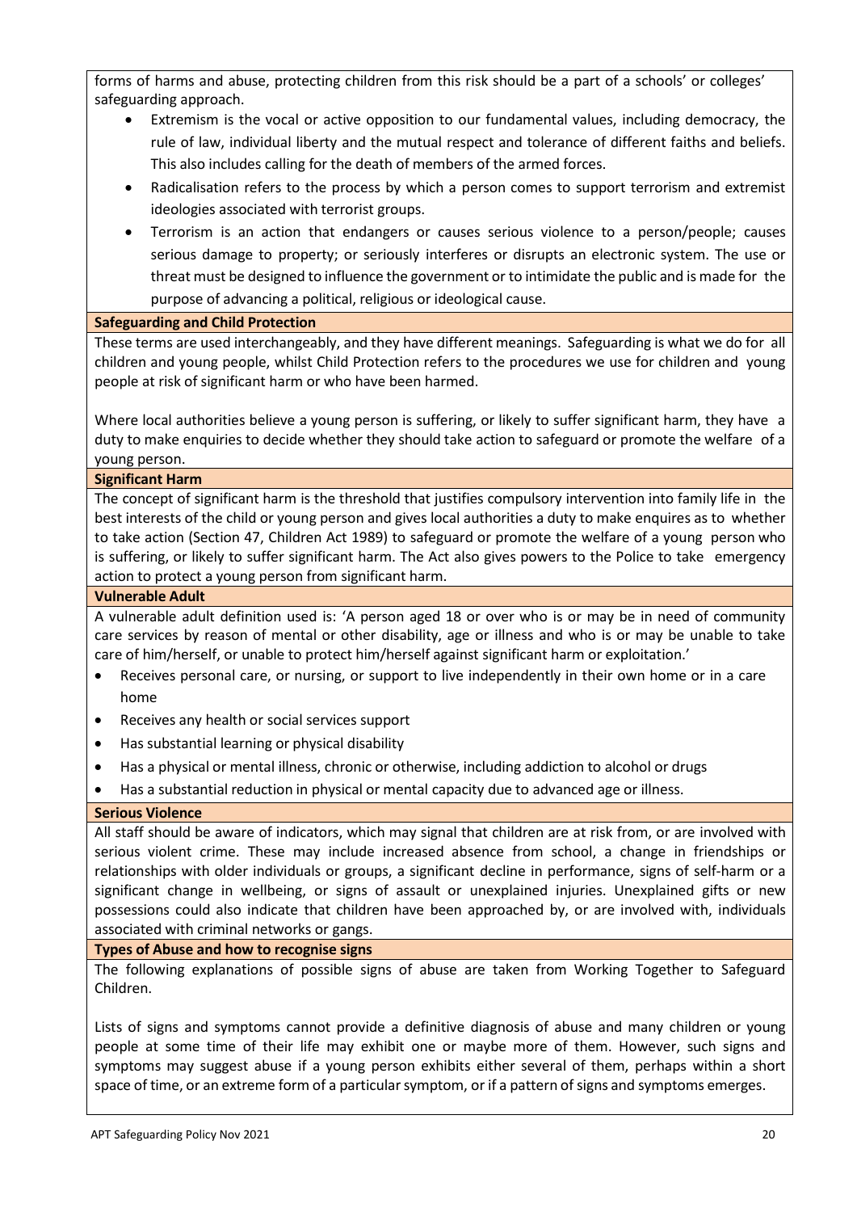forms of harms and abuse, protecting children from this risk should be a part of a schools' or colleges' safeguarding approach.

- Extremism is the vocal or active opposition to our fundamental values, including democracy, the rule of law, individual liberty and the mutual respect and tolerance of different faiths and beliefs. This also includes calling for the death of members of the armed forces.
- Radicalisation refers to the process by which a person comes to support terrorism and extremist ideologies associated with terrorist groups.
- Terrorism is an action that endangers or causes serious violence to a person/people; causes serious damage to property; or seriously interferes or disrupts an electronic system. The use or threat must be designed to influence the government or to intimidate the public and is made for the purpose of advancing a political, religious or ideological cause.

**Safeguarding and Child Protection**

These terms are used interchangeably, and they have different meanings. Safeguarding is what we do for all children and young people, whilst Child Protection refers to the procedures we use for children and young people at risk of significant harm or who have been harmed.

Where local authorities believe a young person is suffering, or likely to suffer significant harm, they have a duty to make enquiries to decide whether they should take action to safeguard or promote the welfare of a young person.

**Significant Harm**

The concept of significant harm is the threshold that justifies compulsory intervention into family life in the best interests of the child or young person and gives local authorities a duty to make enquires as to whether to take action (Section 47, Children Act 1989) to safeguard or promote the welfare of a young person who is suffering, or likely to suffer significant harm. The Act also gives powers to the Police to take emergency action to protect a young person from significant harm.

**Vulnerable Adult**

A vulnerable adult definition used is: 'A person aged 18 or over who is or may be in need of community care services by reason of mental or other disability, age or illness and who is or may be unable to take care of him/herself, or unable to protect him/herself against significant harm or exploitation.'

- Receives personal care, or nursing, or support to live independently in their own home or in a care home
- Receives any health or social services support
- Has substantial learning or physical disability
- Has a physical or mental illness, chronic or otherwise, including addiction to alcohol or drugs
- Has a substantial reduction in physical or mental capacity due to advanced age or illness.

**Serious Violence**

All staff should be aware of indicators, which may signal that children are at risk from, or are involved with serious violent crime. These may include increased absence from school, a change in friendships or relationships with older individuals or groups, a significant decline in performance, signs of self-harm or a significant change in wellbeing, or signs of assault or unexplained injuries. Unexplained gifts or new possessions could also indicate that children have been approached by, or are involved with, individuals associated with criminal networks or gangs.

**Types of Abuse and how to recognise signs**

The following explanations of possible signs of abuse are taken from Working Together to Safeguard Children.

Lists of signs and symptoms cannot provide a definitive diagnosis of abuse and many children or young people at some time of their life may exhibit one or maybe more of them. However, such signs and symptoms may suggest abuse if a young person exhibits either several of them, perhaps within a short space of time, or an extreme form of a particular symptom, or if a pattern of signs and symptoms emerges.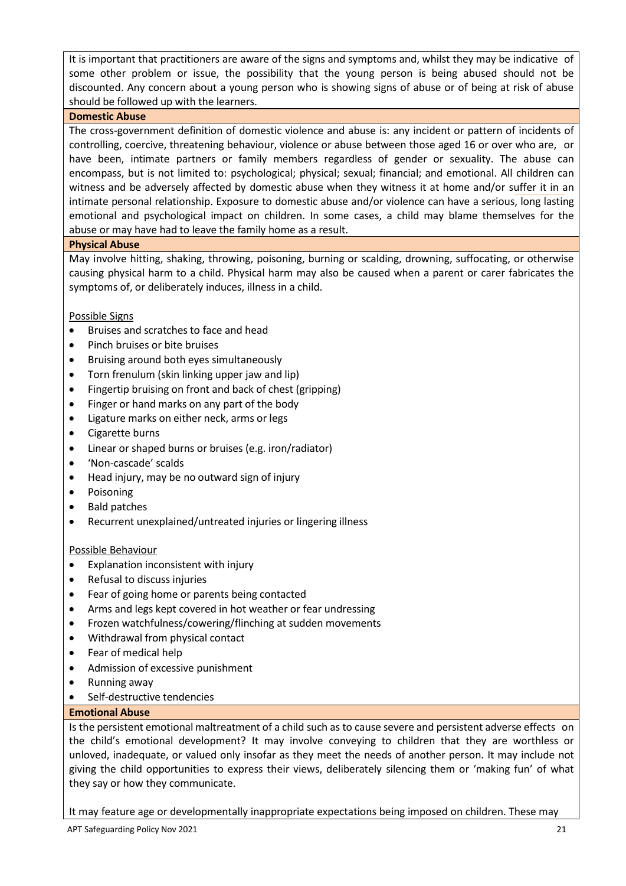It is important that practitioners are aware of the signs and symptoms and, whilst they may be indicative of some other problem or issue, the possibility that the young person is being abused should not be discounted. Any concern about a young person who is showing signs of abuse or of being at risk of abuse should be followed up with the learners.

**Domestic Abuse**

The cross-government definition of domestic violence and abuse is: any incident or pattern of incidents of controlling, coercive, threatening behaviour, violence or abuse between those aged 16 or over who are, or have been, intimate partners or family members regardless of gender or sexuality. The abuse can encompass, but is not limited to: psychological; physical; sexual; financial; and emotional. All children can witness and be adversely affected by domestic abuse when they witness it at home and/or suffer it in an intimate personal relationship. Exposure to domestic abuse and/or violence can have a serious, long lasting emotional and psychological impact on children. In some cases, a child may blame themselves for the abuse or may have had to leave the family home as a result.

**Physical Abuse**

May involve hitting, shaking, throwing, poisoning, burning or scalding, drowning, suffocating, or otherwise causing physical harm to a child. Physical harm may also be caused when a parent or carer fabricates the symptoms of, or deliberately induces, illness in a child.

Possible Signs

- Bruises and scratches to face and head
- Pinch bruises or bite bruises
- Bruising around both eyes simultaneously
- Torn frenulum (skin linking upper jaw and lip)
- Fingertip bruising on front and back of chest (gripping)
- Finger or hand marks on any part of the body
- Ligature marks on either neck, arms or legs
- Cigarette burns
- Linear or shaped burns or bruises (e.g. iron/radiator)
- 'Non-cascade' scalds
- Head injury, may be no outward sign of injury
- Poisoning
- Bald patches
- Recurrent unexplained/untreated injuries or lingering illness

Possible Behaviour

- Explanation inconsistent with injury
- Refusal to discuss injuries
- Fear of going home or parents being contacted
- Arms and legs kept covered in hot weather or fear undressing
- Frozen watchfulness/cowering/flinching at sudden movements
- Withdrawal from physical contact
- Fear of medical help
- Admission of excessive punishment
- Running away
- Self-destructive tendencies

**Emotional Abuse**

Is the persistent emotional maltreatment of a child such as to cause severe and persistent adverse effects on the child's emotional development? It may involve conveying to children that they are worthless or unloved, inadequate, or valued only insofar as they meet the needs of another person. It may include not giving the child opportunities to express their views, deliberately silencing them or 'making fun' of what they say or how they communicate.

It may feature age or developmentally inappropriate expectations being imposed on children. These may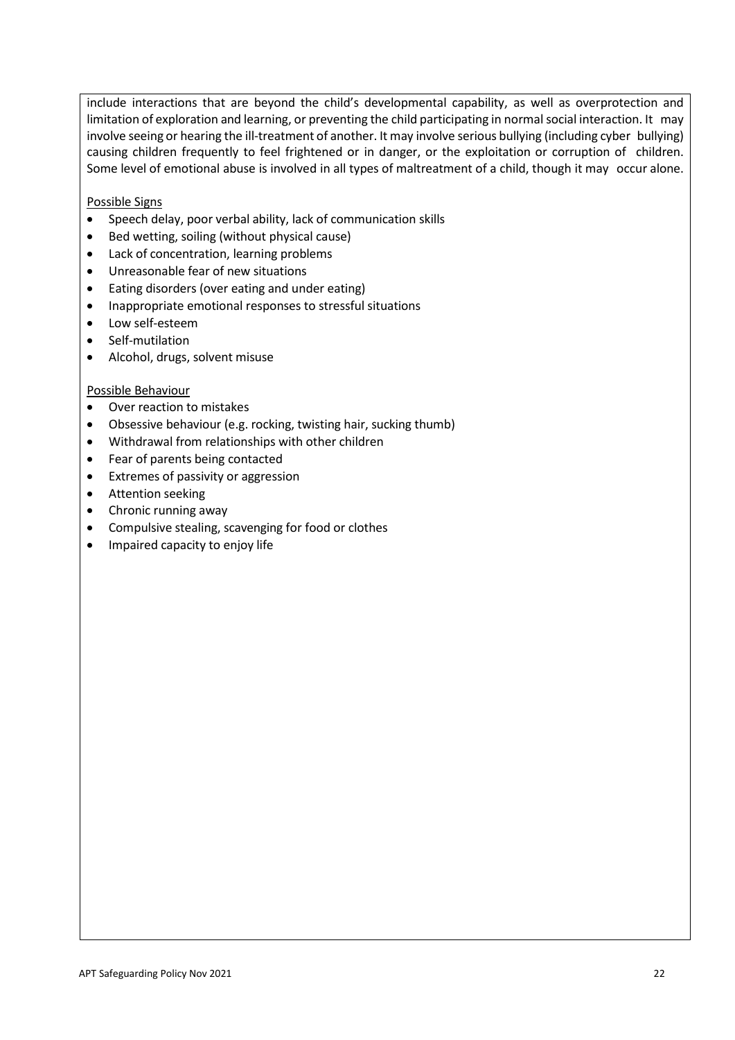include interactions that are beyond the child's developmental capability, as well as overprotection and limitation of exploration and learning, or preventing the child participating in normal social interaction. It may involve seeing or hearing the ill-treatment of another. It may involve serious bullying (including cyber bullying) causing children frequently to feel frightened or in danger, or the exploitation or corruption of children. Some level of emotional abuse is involved in all types of maltreatment of a child, though it may occur alone.

<u>Possible Signs</u>

- Speech delay, poor verbal ability, lack of communication skills
- Bed wetting, soiling (without physical cause)
- Lack of concentration, learning problems
- Unreasonable fear of new situations
- Eating disorders (over eating and under eating)
- Inappropriate emotional responses to stressful situations
- Low self-esteem
- Self-mutilation
- Alcohol, drugs, solvent misuse

<u>Possible Behaviour</u>

- Over reaction to mistakes
- Obsessive behaviour (e.g. rocking, twisting hair, sucking thumb)
- Withdrawal from relationships with other children
- Fear of parents being contacted
- Extremes of passivity or aggression
- Attention seeking
- Chronic running away
- Compulsive stealing, scavenging for food or clothes
- Impaired capacity to enjoy life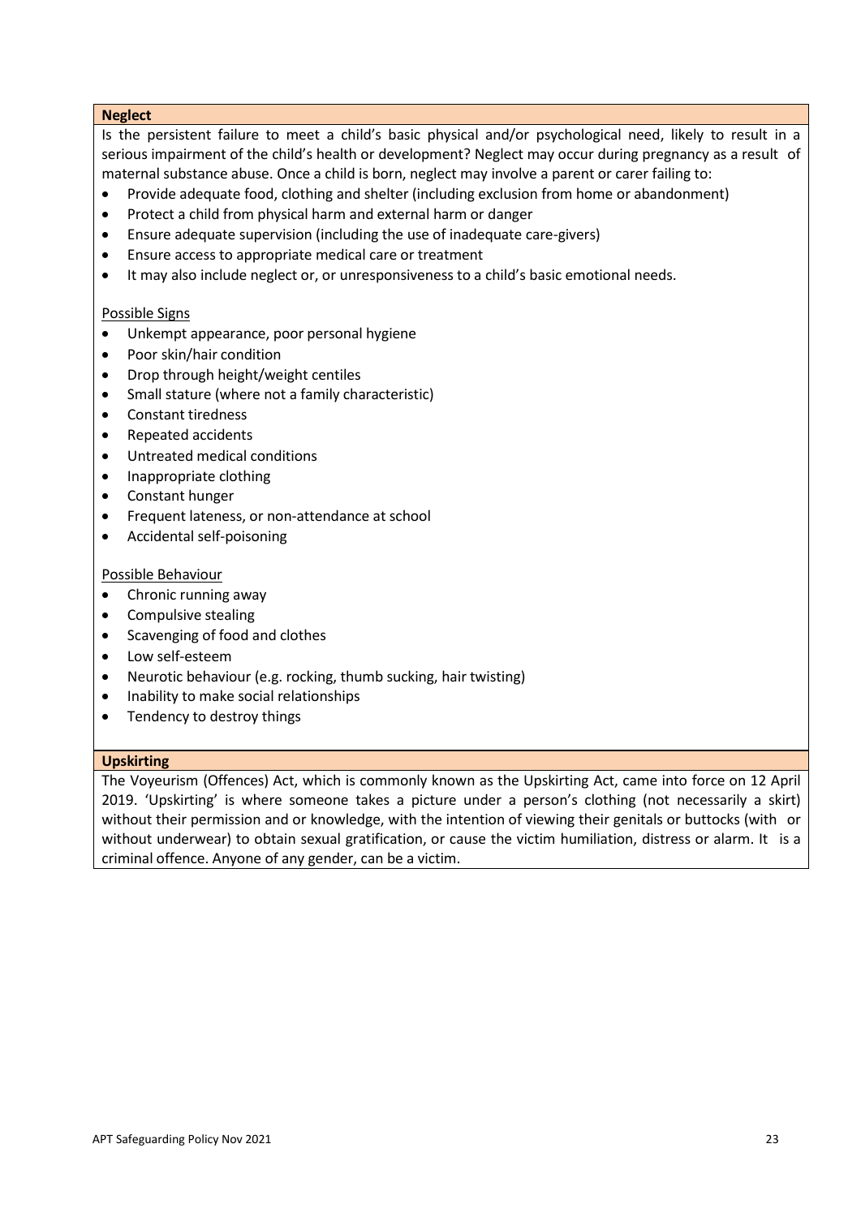## Neglect

Is the persistent failure to meet a child's basic physical and/or psychological need, likely to result in a serious impairment of the child's health or development? Neglect may occur during pregnancy as a result of maternal substance abuse. Once a child is born, neglect may involve a parent or carer failing to:

- Provide adequate food, clothing and shelter (including exclusion from home or abandonment)
- Protect a child from physical harm and external harm or danger
- Ensure adequate supervision (including the use of inadequate care-givers)
- Ensure access to appropriate medical care or treatment
- It may also include neglect or, or unresponsiveness to a child's basic emotional needs.

Possible Signs

- Unkempt appearance, poor personal hygiene
- Poor skin/hair condition
- Drop through height/weight centiles
- Small stature (where not a family characteristic)
- Constant tiredness
- Repeated accidents
- Untreated medical conditions
- Inappropriate clothing
- Constant hunger
- Frequent lateness, or non-attendance at school
- Accidental self-poisoning

Possible Behaviour

- Chronic running away
- Compulsive stealing
- Scavenging of food and clothes
- Low self-esteem
- Neurotic behaviour (e.g. rocking, thumb sucking, hair twisting)
- Inability to make social relationships
- Tendency to destroy things

## Upskirting

The Voyeurism (Offences) Act, which is commonly known as the Upskirting Act, came into force on 12 April 2019. 'Upskirting' is where someone takes a picture under a person's clothing (not necessarily a skirt) without their permission and or knowledge, with the intention of viewing their genitals or buttocks (with or without underwear) to obtain sexual gratification, or cause the victim humiliation, distress or alarm. It is a criminal offence. Anyone of any gender, can be a victim.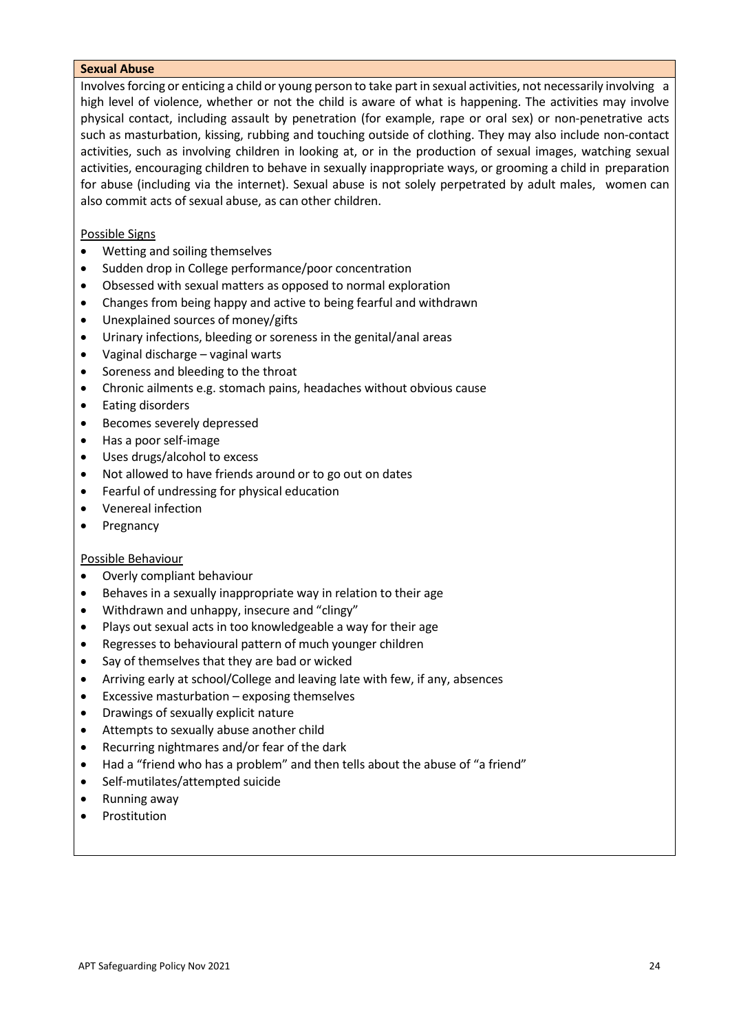## Sexual Abuse

Involves forcing or enticing a child or young person to take part in sexual activities, not necessarily involving a high level of violence, whether or not the child is aware of what is happening. The activities may involve physical contact, including assault by penetration (for example, rape or oral sex) or non-penetrative acts such as masturbation, kissing, rubbing and touching outside of clothing. They may also include non-contact activities, such as involving children in looking at, or in the production of sexual images, watching sexual activities, encouraging children to behave in sexually inappropriate ways, or grooming a child in preparation for abuse (including via the internet). Sexual abuse is not solely perpetrated by adult males, women can also commit acts of sexual abuse, as can other children.

Possible Signs

- Wetting and soiling themselves
- Sudden drop in College performance/poor concentration
- Obsessed with sexual matters as opposed to normal exploration
- Changes from being happy and active to being fearful and withdrawn
- Unexplained sources of money/gifts
- Urinary infections, bleeding or soreness in the genital/anal areas
- Vaginal discharge – vaginal warts
- Soreness and bleeding to the throat
- Chronic ailments e.g. stomach pains, headaches without obvious cause
- Eating disorders
- Becomes severely depressed
- Has a poor self-image
- Uses drugs/alcohol to excess
- Not allowed to have friends around or to go out on dates
- Fearful of undressing for physical education
- Venereal infection
- Pregnancy

Possible Behaviour

- Overly compliant behaviour
- Behaves in a sexually inappropriate way in relation to their age
- Withdrawn and unhappy, insecure and "clingy"
- Plays out sexual acts in too knowledgeable a way for their age
- Regresses to behavioural pattern of much younger children
- Say of themselves that they are bad or wicked
- Arriving early at school/College and leaving late with few, if any, absences
- Excessive masturbation – exposing themselves
- Drawings of sexually explicit nature
- Attempts to sexually abuse another child
- Recurring nightmares and/or fear of the dark
- Had a "friend who has a problem" and then tells about the abuse of "a friend"
- Self-mutilates/attempted suicide
- Running away
- Prostitution